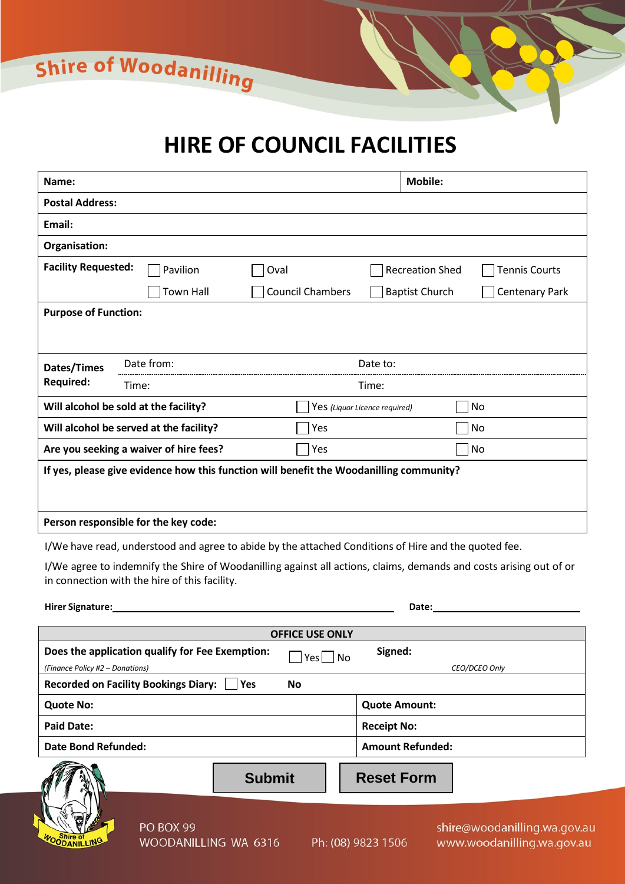Shire of Woodanilling

# HIRE OF COUNCIL FACILITIES

| | | | |
|---|---|---|---|
| **Name:** | | **Mobile:** | |
| **Postal Address:** | | | |
| **Email:** | | | |
| **Organisation:** | | | |
| **Facility Requested:** | ☐ Pavilion ☐ Oval ☐ Recreation Shed ☐ Tennis Courts | | |
| | ☐ Town Hall ☐ Council Chambers ☐ Baptist Church ☐ Centenary Park | | |
| **Purpose of Function:** | | | |
| **Dates/Times Required:** | Date from: | Date to: | |
| | Time: | Time: | |
| **Will alcohol be sold at the facility?** | ☐ Yes *(Liquor Licence required)* | ☐ No | |
| **Will alcohol be served at the facility?** | ☐ Yes | ☐ No | |
| **Are you seeking a waiver of hire fees?** | ☐ Yes | ☐ No | |
| **If yes, please give evidence how this function will benefit the Woodanilling community?** | | | |
| **Person responsible for the key code:** | | | |

I/We have read, understood and agree to abide by the attached Conditions of Hire and the quoted fee.

I/We agree to indemnify the Shire of Woodanilling against all actions, claims, demands and costs arising out of or in connection with the hire of this facility.

**Hirer Signature:** ______________________________ **Date:** ______________

| OFFICE USE ONLY | |
|---|---|
| **Does the application qualify for Fee Exemption:** ☐ Yes ☐ No *(Finance Policy #2 – Donations)* | **Signed:** *CEO/DCEO Only* |
| **Recorded on Facility Bookings Diary:** ☐ **Yes** **No** | |
| **Quote No:** | **Quote Amount:** |
| **Paid Date:** | **Receipt No:** |
| **Date Bond Refunded:** | **Amount Refunded:** |

Submit | Reset Form

PO BOX 99
WOODANILLING WA 6316

Ph: (08) 9823 1506

shire@woodanilling.wa.gov.au
www.woodanilling.wa.gov.au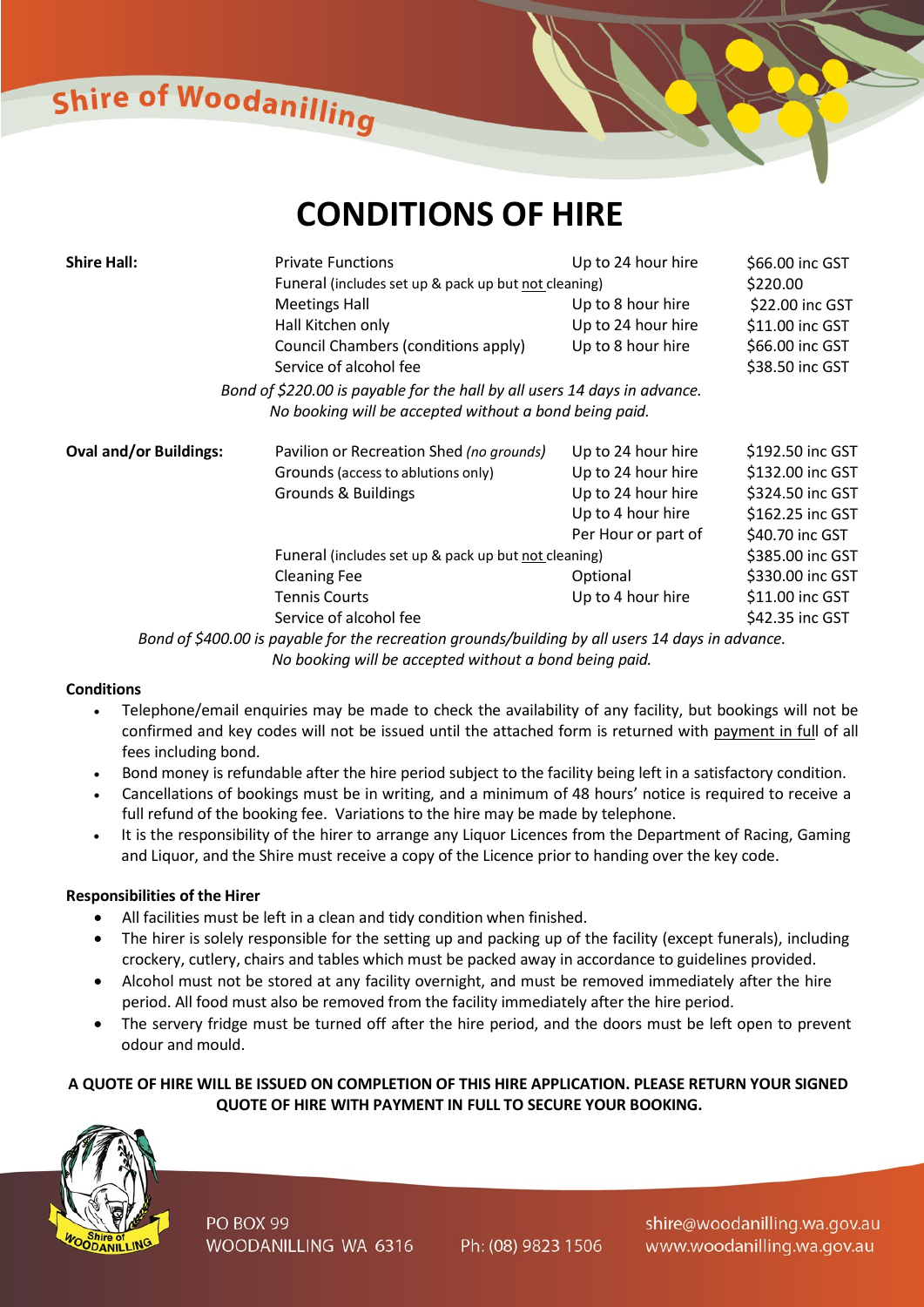Shire of Woodanilling

# CONDITIONS OF HIRE

| | | | |
|---|---|---|---|
| **Shire Hall:** | Private Functions | Up to 24 hour hire | $66.00 inc GST |
| | Funeral (includes set up & pack up but not cleaning) | | $220.00 |
| | Meetings Hall | Up to 8 hour hire | $22.00 inc GST |
| | Hall Kitchen only | Up to 24 hour hire | $11.00 inc GST |
| | Council Chambers (conditions apply) | Up to 8 hour hire | $66.00 inc GST |
| | Service of alcohol fee | | $38.50 inc GST |

*Bond of $220.00 is payable for the hall by all users 14 days in advance.*
*No booking will be accepted without a bond being paid.*

| | | | |
|---|---|---|---|
| **Oval and/or Buildings:** | Pavilion or Recreation Shed *(no grounds)* | Up to 24 hour hire | $192.50 inc GST |
| | Grounds (access to ablutions only) | Up to 24 hour hire | $132.00 inc GST |
| | Grounds & Buildings | Up to 24 hour hire | $324.50 inc GST |
| | | Up to 4 hour hire | $162.25 inc GST |
| | | Per Hour or part of | $40.70 inc GST |
| | Funeral (includes set up & pack up but not cleaning) | | $385.00 inc GST |
| | Cleaning Fee | Optional | $330.00 inc GST |
| | Tennis Courts | Up to 4 hour hire | $11.00 inc GST |
| | Service of alcohol fee | | $42.35 inc GST |

*Bond of $400.00 is payable for the recreation grounds/building by all users 14 days in advance.*
*No booking will be accepted without a bond being paid.*

**Conditions**

- Telephone/email enquiries may be made to check the availability of any facility, but bookings will not be confirmed and key codes will not be issued until the attached form is returned with payment in full of all fees including bond.
- Bond money is refundable after the hire period subject to the facility being left in a satisfactory condition.
- Cancellations of bookings must be in writing, and a minimum of 48 hours' notice is required to receive a full refund of the booking fee. Variations to the hire may be made by telephone.
- It is the responsibility of the hirer to arrange any Liquor Licences from the Department of Racing, Gaming and Liquor, and the Shire must receive a copy of the Licence prior to handing over the key code.

**Responsibilities of the Hirer**

- All facilities must be left in a clean and tidy condition when finished.
- The hirer is solely responsible for the setting up and packing up of the facility (except funerals), including crockery, cutlery, chairs and tables which must be packed away in accordance to guidelines provided.
- Alcohol must not be stored at any facility overnight, and must be removed immediately after the hire period. All food must also be removed from the facility immediately after the hire period.
- The servery fridge must be turned off after the hire period, and the doors must be left open to prevent odour and mould.

**A QUOTE OF HIRE WILL BE ISSUED ON COMPLETION OF THIS HIRE APPLICATION. PLEASE RETURN YOUR SIGNED QUOTE OF HIRE WITH PAYMENT IN FULL TO SECURE YOUR BOOKING.**

PO BOX 99
WOODANILLING WA 6316

Ph: (08) 9823 1506

shire@woodanilling.wa.gov.au
www.woodanilling.wa.gov.au